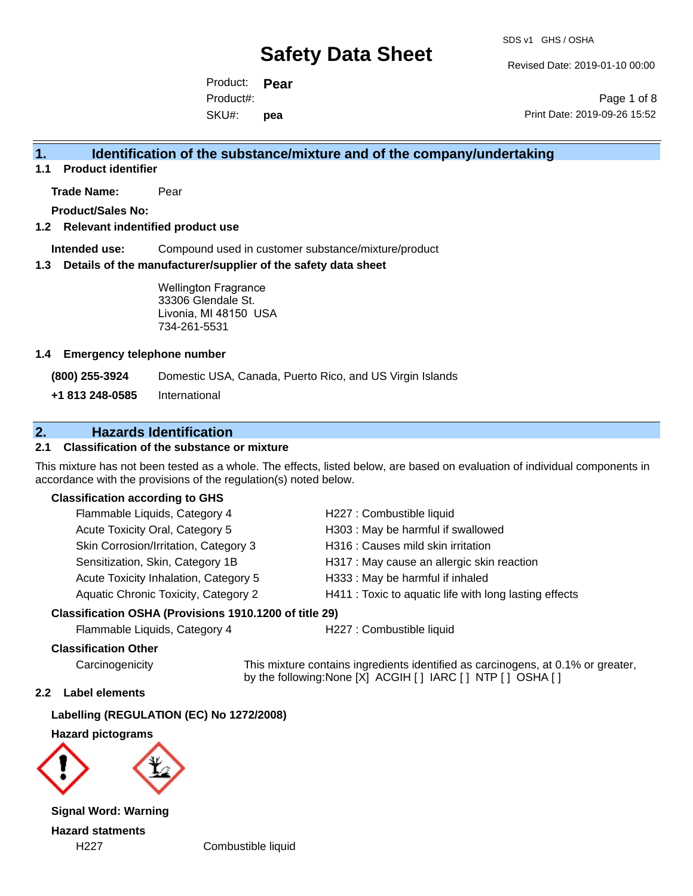# Safety Data Sheet

SDS v1 GHS / OSHA

Revised Date: 2019-01-10 00:00

Product: **Pear**
Product#:
SKU#: **pea**

Print Date: 2019-09-26 15:52

## 1. Identification of the substance/mixture and of the company/undertaking

### 1.1 Product identifier

**Trade Name:** Pear

**Product/Sales No:**

### 1.2 Relevant indentified product use

**Intended use:** Compound used in customer substance/mixture/product

### 1.3 Details of the manufacturer/supplier of the safety data sheet

Wellington Fragrance
33306 Glendale St.
Livonia, MI 48150 USA
734-261-5531

### 1.4 Emergency telephone number

| | |
|---|---|
| **(800) 255-3924** | Domestic USA, Canada, Puerto Rico, and US Virgin Islands |
| **+1 813 248-0585** | International |

## 2. Hazards Identification

### 2.1 Classification of the substance or mixture

This mixture has not been tested as a whole. The effects, listed below, are based on evaluation of individual components in accordance with the provisions of the regulation(s) noted below.

**Classification according to GHS**

| | |
|---|---|
| Flammable Liquids, Category 4 | H227 : Combustible liquid |
| Acute Toxicity Oral, Category 5 | H303 : May be harmful if swallowed |
| Skin Corrosion/Irritation, Category 3 | H316 : Causes mild skin irritation |
| Sensitization, Skin, Category 1B | H317 : May cause an allergic skin reaction |
| Acute Toxicity Inhalation, Category 5 | H333 : May be harmful if inhaled |
| Aquatic Chronic Toxicity, Category 2 | H411 : Toxic to aquatic life with long lasting effects |

**Classification OSHA (Provisions 1910.1200 of title 29)**

| | |
|---|---|
| Flammable Liquids, Category 4 | H227 : Combustible liquid |

**Classification Other**

Carcinogenicity: This mixture contains ingredients identified as carcinogens, at 0.1% or greater, by the following:None [X] ACGIH [ ] IARC [ ] NTP [ ] OSHA [ ]

### 2.2 Label elements

**Labelling (REGULATION (EC) No 1272/2008)**

**Hazard pictograms**

**Signal Word: Warning**

**Hazard statments**

| | |
|---|---|
| H227 | Combustible liquid |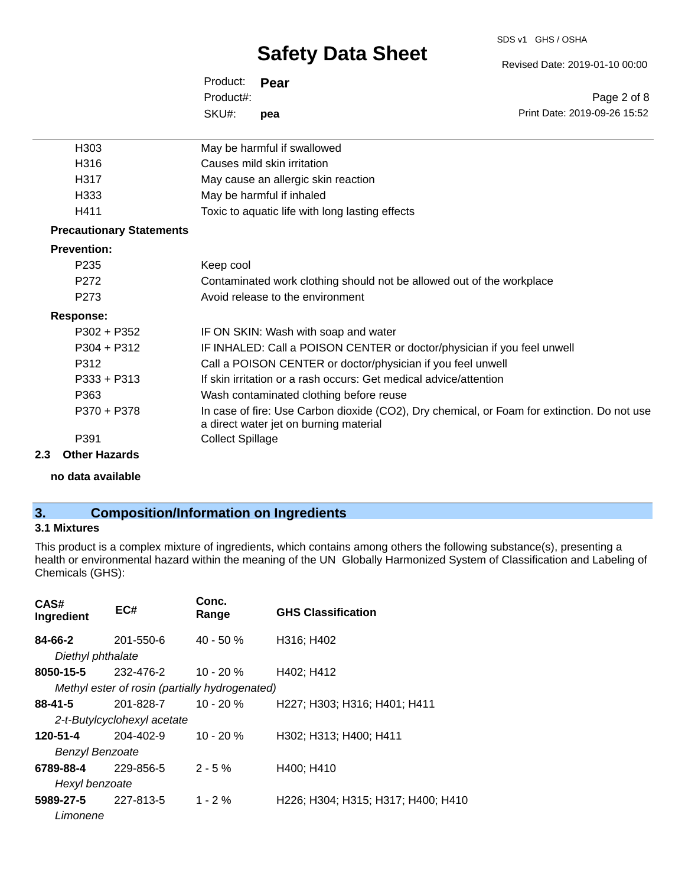| | |
|---|---|
| H303 | May be harmful if swallowed |
| H316 | Causes mild skin irritation |
| H317 | May cause an allergic skin reaction |
| H333 | May be harmful if inhaled |
| H411 | Toxic to aquatic life with long lasting effects |

**Precautionary Statements**

**Prevention:**

| | |
|---|---|
| P235 | Keep cool |
| P272 | Contaminated work clothing should not be allowed out of the workplace |
| P273 | Avoid release to the environment |

**Response:**

| | |
|---|---|
| P302 + P352 | IF ON SKIN: Wash with soap and water |
| P304 + P312 | IF INHALED: Call a POISON CENTER or doctor/physician if you feel unwell |
| P312 | Call a POISON CENTER or doctor/physician if you feel unwell |
| P333 + P313 | If skin irritation or a rash occurs: Get medical advice/attention |
| P363 | Wash contaminated clothing before reuse |
| P370 + P378 | In case of fire: Use Carbon dioxide ($CO_2$), Dry chemical, or Foam for extinction. Do not use a direct water jet on burning material |
| P391 | Collect Spillage |

### 2.3 Other Hazards

**no data available**

## 3. Composition/Information on Ingredients

### 3.1 Mixtures

This product is a complex mixture of ingredients, which contains among others the following substance(s), presenting a health or environmental hazard within the meaning of the UN Globally Harmonized System of Classification and Labeling of Chemicals (GHS):

| CAS# Ingredient | EC# | Conc. Range | GHS Classification |
|---|---|---|---|
| **84-66-2** | 201-550-6 | 40 - 50 % | H316; H402 |
| *Diethyl phthalate* | | | |
| **8050-15-5** | 232-476-2 | 10 - 20 % | H402; H412 |
| *Methyl ester of rosin (partially hydrogenated)* | | | |
| **88-41-5** | 201-828-7 | 10 - 20 % | H227; H303; H316; H401; H411 |
| *2-t-Butylcyclohexyl acetate* | | | |
| **120-51-4** | 204-402-9 | 10 - 20 % | H302; H313; H400; H411 |
| *Benzyl Benzoate* | | | |
| **6789-88-4** | 229-856-5 | 2 - 5 % | H400; H410 |
| *Hexyl benzoate* | | | |
| **5989-27-5** | 227-813-5 | 1 - 2 % | H226; H304; H315; H317; H400; H410 |
| *Limonene* | | | |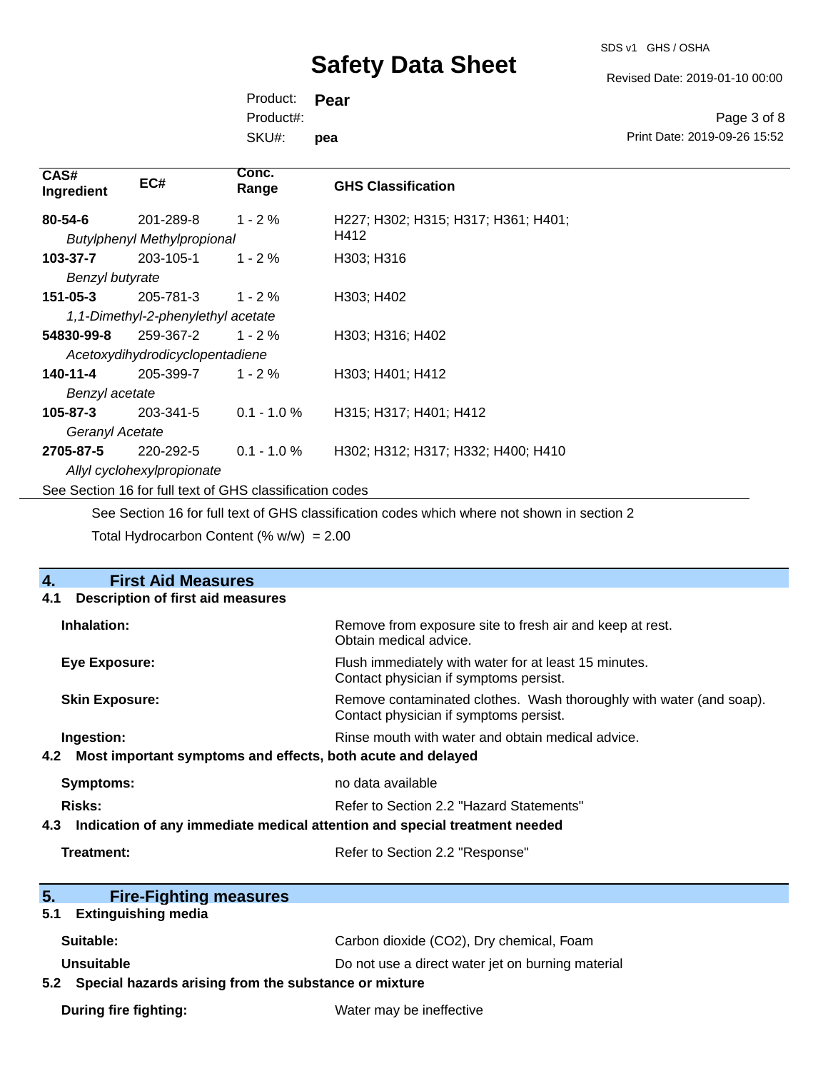| CAS# Ingredient | EC# | Conc. Range | GHS Classification |
|---|---|---|---|
| **80-54-6** | 201-289-8 | 1 - 2 % | H227; H302; H315; H317; H361; H401; H412 |
| *Butylphenyl Methylpropional* | | | |
| **103-37-7** | 203-105-1 | 1 - 2 % | H303; H316 |
| *Benzyl butyrate* | | | |
| **151-05-3** | 205-781-3 | 1 - 2 % | H303; H402 |
| *1,1-Dimethyl-2-phenylethyl acetate* | | | |
| **54830-99-8** | 259-367-2 | 1 - 2 % | H303; H316; H402 |
| *Acetoxydihydrodicyclopentadiene* | | | |
| **140-11-4** | 205-399-7 | 1 - 2 % | H303; H401; H412 |
| *Benzyl acetate* | | | |
| **105-87-3** | 203-341-5 | 0.1 - 1.0 % | H315; H317; H401; H412 |
| *Geranyl Acetate* | | | |
| **2705-87-5** | 220-292-5 | 0.1 - 1.0 % | H302; H312; H317; H332; H400; H410 |
| *Allyl cyclohexylpropionate* | | | |

See Section 16 for full text of GHS classification codes

See Section 16 for full text of GHS classification codes which where not shown in section 2

Total Hydrocarbon Content (% w/w) = 2.00

## 4. First Aid Measures

### 4.1 Description of first aid measures

**Inhalation:** Remove from exposure site to fresh air and keep at rest. Obtain medical advice.

**Eye Exposure:** Flush immediately with water for at least 15 minutes. Contact physician if symptoms persist.

**Skin Exposure:** Remove contaminated clothes. Wash thoroughly with water (and soap). Contact physician if symptoms persist.

**Ingestion:** Rinse mouth with water and obtain medical advice.

### 4.2 Most important symptoms and effects, both acute and delayed

**Symptoms:** no data available

**Risks:** Refer to Section 2.2 "Hazard Statements"

### 4.3 Indication of any immediate medical attention and special treatment needed

**Treatment:** Refer to Section 2.2 "Response"

## 5. Fire-Fighting measures

### 5.1 Extinguishing media

**Suitable:** Carbon dioxide ($CO_2$), Dry chemical, Foam

**Unsuitable** Do not use a direct water jet on burning material

### 5.2 Special hazards arising from the substance or mixture

**During fire fighting:** Water may be ineffective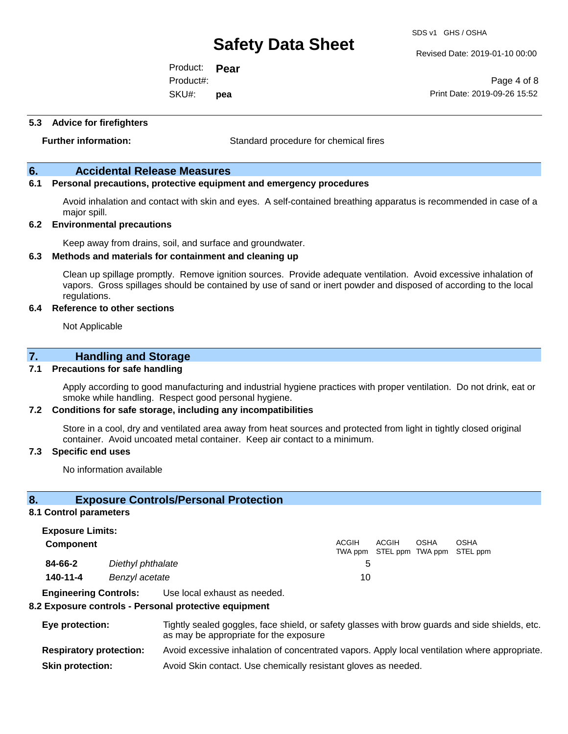### 5.3 Advice for firefighters

**Further information:** Standard procedure for chemical fires

## 6. Accidental Release Measures

### 6.1 Personal precautions, protective equipment and emergency procedures

Avoid inhalation and contact with skin and eyes. A self-contained breathing apparatus is recommended in case of a major spill.

### 6.2 Environmental precautions

Keep away from drains, soil, and surface and groundwater.

### 6.3 Methods and materials for containment and cleaning up

Clean up spillage promptly. Remove ignition sources. Provide adequate ventilation. Avoid excessive inhalation of vapors. Gross spillages should be contained by use of sand or inert powder and disposed of according to the local regulations.

### 6.4 Reference to other sections

Not Applicable

## 7. Handling and Storage

### 7.1 Precautions for safe handling

Apply according to good manufacturing and industrial hygiene practices with proper ventilation. Do not drink, eat or smoke while handling. Respect good personal hygiene.

### 7.2 Conditions for safe storage, including any incompatibilities

Store in a cool, dry and ventilated area away from heat sources and protected from light in tightly closed original container. Avoid uncoated metal container. Keep air contact to a minimum.

### 7.3 Specific end uses

No information available

## 8. Exposure Controls/Personal Protection

### 8.1 Control parameters

**Exposure Limits:**

| Component | | ACGIH TWA ppm | ACGIH STEL ppm | OSHA TWA ppm | OSHA STEL ppm |
|---|---|---|---|---|---|
| **84-66-2** | *Diethyl phthalate* | 5 | | | |
| **140-11-4** | *Benzyl acetate* | 10 | | | |

**Engineering Controls:** Use local exhaust as needed.

### 8.2 Exposure controls - Personal protective equipment

**Eye protection:** Tightly sealed goggles, face shield, or safety glasses with brow guards and side shields, etc. as may be appropriate for the exposure

**Respiratory protection:** Avoid excessive inhalation of concentrated vapors. Apply local ventilation where appropriate.

**Skin protection:** Avoid Skin contact. Use chemically resistant gloves as needed.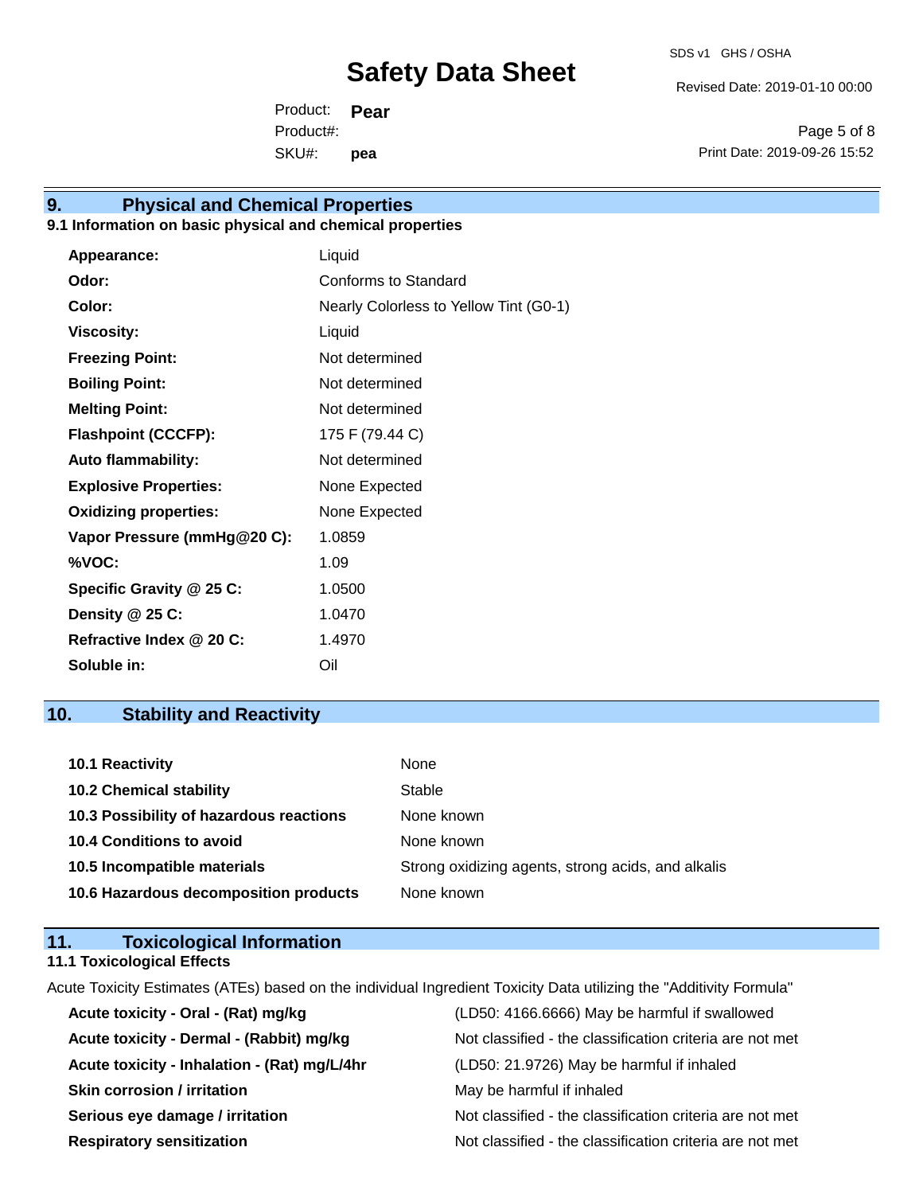## 9. Physical and Chemical Properties

### 9.1 Information on basic physical and chemical properties

| Property | Value |
|---|---|
| **Appearance:** | Liquid |
| **Odor:** | Conforms to Standard |
| **Color:** | Nearly Colorless to Yellow Tint (G0-1) |
| **Viscosity:** | Liquid |
| **Freezing Point:** | Not determined |
| **Boiling Point:** | Not determined |
| **Melting Point:** | Not determined |
| **Flashpoint (CCCFP):** | 175 F (79.44 C) |
| **Auto flammability:** | Not determined |
| **Explosive Properties:** | None Expected |
| **Oxidizing properties:** | None Expected |
| **Vapor Pressure (mmHg@20 C):** | 1.0859 |
| **%VOC:** | 1.09 |
| **Specific Gravity @ 25 C:** | 1.0500 |
| **Density @ 25 C:** | 1.0470 |
| **Refractive Index @ 20 C:** | 1.4970 |
| **Soluble in:** | Oil |

## 10. Stability and Reactivity

| Item | Value |
|---|---|
| **10.1 Reactivity** | None |
| **10.2 Chemical stability** | Stable |
| **10.3 Possibility of hazardous reactions** | None known |
| **10.4 Conditions to avoid** | None known |
| **10.5 Incompatible materials** | Strong oxidizing agents, strong acids, and alkalis |
| **10.6 Hazardous decomposition products** | None known |

## 11. Toxicological Information

### 11.1 Toxicological Effects

Acute Toxicity Estimates (ATEs) based on the individual Ingredient Toxicity Data utilizing the "Additivity Formula"

| Effect | Result |
|---|---|
| **Acute toxicity - Oral - (Rat) mg/kg** | (LD50: 4166.6666) May be harmful if swallowed |
| **Acute toxicity - Dermal - (Rabbit) mg/kg** | Not classified - the classification criteria are not met |
| **Acute toxicity - Inhalation - (Rat) mg/L/4hr** | (LD50: 21.9726) May be harmful if inhaled |
| **Skin corrosion / irritation** | May be harmful if inhaled |
| **Serious eye damage / irritation** | Not classified - the classification criteria are not met |
| **Respiratory sensitization** | Not classified - the classification criteria are not met |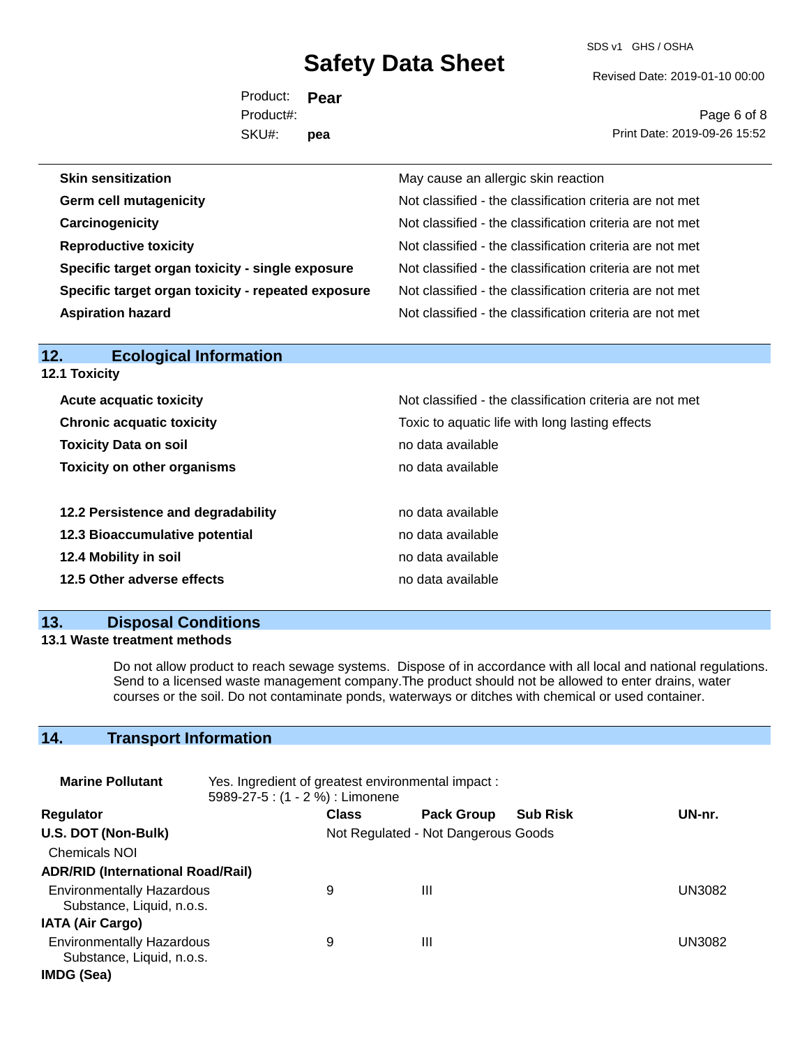| | |
|---|---|
| **Skin sensitization** | May cause an allergic skin reaction |
| **Germ cell mutagenicity** | Not classified - the classification criteria are not met |
| **Carcinogenicity** | Not classified - the classification criteria are not met |
| **Reproductive toxicity** | Not classified - the classification criteria are not met |
| **Specific target organ toxicity - single exposure** | Not classified - the classification criteria are not met |
| **Specific target organ toxicity - repeated exposure** | Not classified - the classification criteria are not met |
| **Aspiration hazard** | Not classified - the classification criteria are not met |

## 12. Ecological Information

### 12.1 Toxicity

| | |
|---|---|
| **Acute acquatic toxicity** | Not classified - the classification criteria are not met |
| **Chronic acquatic toxicity** | Toxic to aquatic life with long lasting effects |
| **Toxicity Data on soil** | no data available |
| **Toxicity on other organisms** | no data available |

| | |
|---|---|
| **12.2 Persistence and degradability** | no data available |
| **12.3 Bioaccumulative potential** | no data available |
| **12.4 Mobility in soil** | no data available |
| **12.5 Other adverse effects** | no data available |

## 13. Disposal Conditions

### 13.1 Waste treatment methods

Do not allow product to reach sewage systems. Dispose of in accordance with all local and national regulations. Send to a licensed waste management company.The product should not be allowed to enter drains, water courses or the soil. Do not contaminate ponds, waterways or ditches with chemical or used container.

## 14. Transport Information

**Marine Pollutant** Yes. Ingredient of greatest environmental impact : 5989-27-5 : (1 - 2 %) : Limonene

| Regulator | Class | Pack Group | Sub Risk | UN-nr. |
|---|---|---|---|---|
| **U.S. DOT (Non-Bulk)** | Not Regulated - Not Dangerous Goods | | | |
| Chemicals NOI | | | | |
| **ADR/RID (International Road/Rail)** | | | | |
| Environmentally Hazardous Substance, Liquid, n.o.s. | 9 | III | | UN3082 |
| **IATA (Air Cargo)** | | | | |
| Environmentally Hazardous Substance, Liquid, n.o.s. | 9 | III | | UN3082 |
| **IMDG (Sea)** | | | | |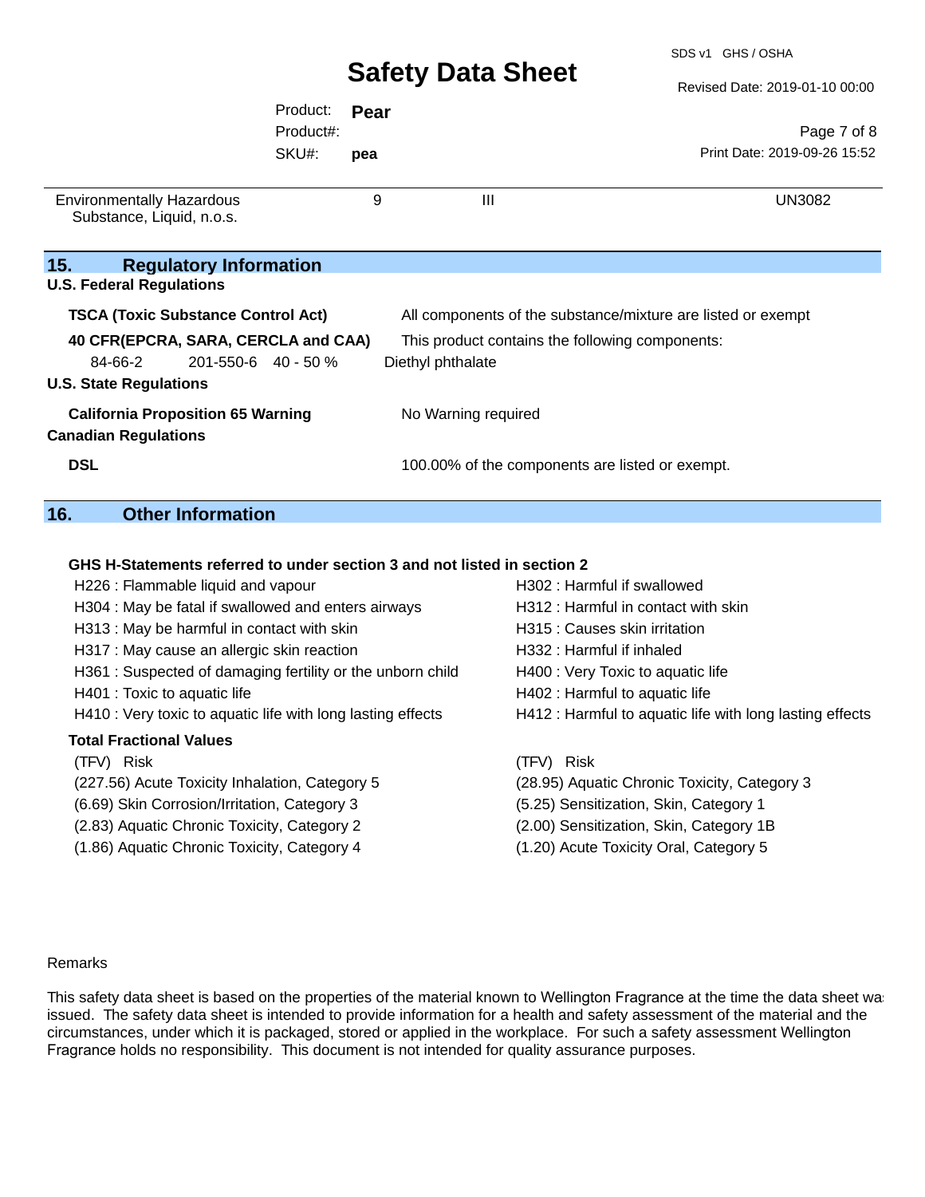| | | | |
|---|---|---|---|
| Environmentally Hazardous Substance, Liquid, n.o.s. | 9 | III | UN3082 |

## 15. Regulatory Information

**U.S. Federal Regulations**

**TSCA (Toxic Substance Control Act)** All components of the substance/mixture are listed or exempt

**40 CFR(EPCRA, SARA, CERCLA and CAA)** This product contains the following components:

| | | | |
|---|---|---|---|
| 84-66-2 | 201-550-6 | 40 - 50 % | Diethyl phthalate |

**U.S. State Regulations**

**California Proposition 65 Warning** No Warning required

**Canadian Regulations**

**DSL** 100.00% of the components are listed or exempt.

## 16. Other Information

**GHS H-Statements referred to under section 3 and not listed in section 2**

- H226 : Flammable liquid and vapour
- H302 : Harmful if swallowed
- H304 : May be fatal if swallowed and enters airways
- H312 : Harmful in contact with skin
- H313 : May be harmful in contact with skin
- H315 : Causes skin irritation
- H317 : May cause an allergic skin reaction
- H332 : Harmful if inhaled
- H361 : Suspected of damaging fertility or the unborn child
- H400 : Very Toxic to aquatic life
- H401 : Toxic to aquatic life
- H402 : Harmful to aquatic life
- H410 : Very toxic to aquatic life with long lasting effects
- H412 : Harmful to aquatic life with long lasting effects

**Total Fractional Values**

| (TFV) Risk | (TFV) Risk |
|---|---|
| (227.56) Acute Toxicity Inhalation, Category 5 | (28.95) Aquatic Chronic Toxicity, Category 3 |
| (6.69) Skin Corrosion/Irritation, Category 3 | (5.25) Sensitization, Skin, Category 1 |
| (2.83) Aquatic Chronic Toxicity, Category 2 | (2.00) Sensitization, Skin, Category 1B |
| (1.86) Aquatic Chronic Toxicity, Category 4 | (1.20) Acute Toxicity Oral, Category 5 |

Remarks

This safety data sheet is based on the properties of the material known to Wellington Fragrance at the time the data sheet was issued. The safety data sheet is intended to provide information for a health and safety assessment of the material and the circumstances, under which it is packaged, stored or applied in the workplace. For such a safety assessment Wellington Fragrance holds no responsibility. This document is not intended for quality assurance purposes.